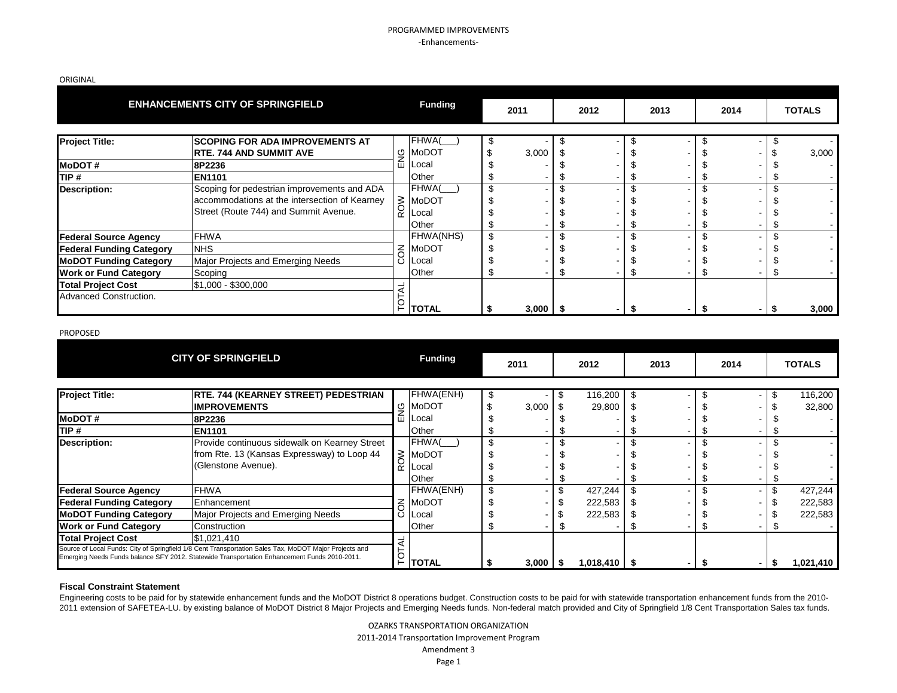PROGRAMMED IMPROVEMENTS
-Enhancements-

ORIGINAL

| ENHANCEMENTS CITY OF SPRINGFIELD | | | Funding | 2011 | 2012 | 2013 | 2014 | TOTALS |
|---|---|---|---|---|---|---|---|---|
| **Project Title:** | **SCOPING FOR ADA IMPROVEMENTS AT RTE. 744 AND SUMMIT AVE** | ENG | FHWA(___) | $ - | $ - | $ - | $ - | $ - |
| | | | MoDOT | $ 3,000 | $ - | $ - | $ - | $ 3,000 |
| **MoDOT #** | **8P2236** | | Local | $ - | $ - | $ - | $ - | $ - |
| **TIP #** | **EN1101** | | Other | $ - | $ - | $ - | $ - | $ - |
| **Description:** | Scoping for pedestrian improvements and ADA accommodations at the intersection of Kearney Street (Route 744) and Summit Avenue. | ROW | FHWA(___) | $ - | $ - | $ - | $ - | $ - |
| | | | MoDOT | $ - | $ - | $ - | $ - | $ - |
| | | | Local | $ - | $ - | $ - | $ - | $ - |
| | | | Other | $ - | $ - | $ - | $ - | $ - |
| **Federal Source Agency** | FHWA | CON | FHWA(NHS) | $ - | $ - | $ - | $ - | $ - |
| **Federal Funding Category** | NHS | | MoDOT | $ - | $ - | $ - | $ - | $ - |
| **MoDOT Funding Category** | Major Projects and Emerging Needs | | Local | $ - | $ - | $ - | $ - | $ - |
| **Work or Fund Category** | Scoping | | Other | $ - | $ - | $ - | $ - | $ - |
| **Total Project Cost** | $1,000 - $300,000 | TOTAL | | | | | | |
| Advanced Construction. | | | **TOTAL** | **$ 3,000** | **$ -** | **$ -** | **$ -** | **$ 3,000** |

PROPOSED

| CITY OF SPRINGFIELD | | | Funding | 2011 | 2012 | 2013 | 2014 | TOTALS |
|---|---|---|---|---|---|---|---|---|
| **Project Title:** | **RTE. 744 (KEARNEY STREET) PEDESTRIAN IMPROVEMENTS** | ENG | FHWA(ENH) | $ - | $ 116,200 | $ - | $ - | $ 116,200 |
| | | | MoDOT | $ 3,000 | $ 29,800 | $ - | $ - | $ 32,800 |
| **MoDOT #** | **8P2236** | | Local | $ - | $ - | $ - | $ - | $ - |
| **TIP #** | **EN1101** | | Other | $ - | $ - | $ - | $ - | $ - |
| **Description:** | Provide continuous sidewalk on Kearney Street from Rte. 13 (Kansas Expressway) to Loop 44 (Glenstone Avenue). | ROW | FHWA(___) | $ - | $ - | $ - | $ - | $ - |
| | | | MoDOT | $ - | $ - | $ - | $ - | $ - |
| | | | Local | $ - | $ - | $ - | $ - | $ - |
| | | | Other | $ - | $ - | $ - | $ - | $ - |
| **Federal Source Agency** | FHWA | CON | FHWA(ENH) | $ - | $ 427,244 | $ - | $ - | $ 427,244 |
| **Federal Funding Category** | Enhancement | | MoDOT | $ - | $ 222,583 | $ - | $ - | $ 222,583 |
| **MoDOT Funding Category** | Major Projects and Emerging Needs | | Local | $ - | $ 222,583 | $ - | $ - | $ 222,583 |
| **Work or Fund Category** | Construction | | Other | $ - | $ - | $ - | $ - | $ - |
| **Total Project Cost** | $1,021,410 | TOTAL | | | | | | |
| Source of Local Funds: City of Springfield 1/8 Cent Transportation Sales Tax, MoDOT Major Projects and Emerging Needs Funds balance SFY 2012. Statewide Transportation Enhancement Funds 2010-2011. | | | **TOTAL** | **$ 3,000** | **$ 1,018,410** | **$ -** | **$ -** | **$ 1,021,410** |

**Fiscal Constraint Statement**

Engineering costs to be paid for by statewide enhancement funds and the MoDOT District 8 operations budget. Construction costs to be paid for with statewide transportation enhancement funds from the 2010-2011 extension of SAFETEA-LU. by existing balance of MoDOT District 8 Major Projects and Emerging Needs funds. Non-federal match provided and City of Springfield 1/8 Cent Transportation Sales tax funds.

OZARKS TRANSPORTATION ORGANIZATION
2011-2014 Transportation Improvement Program
Amendment 3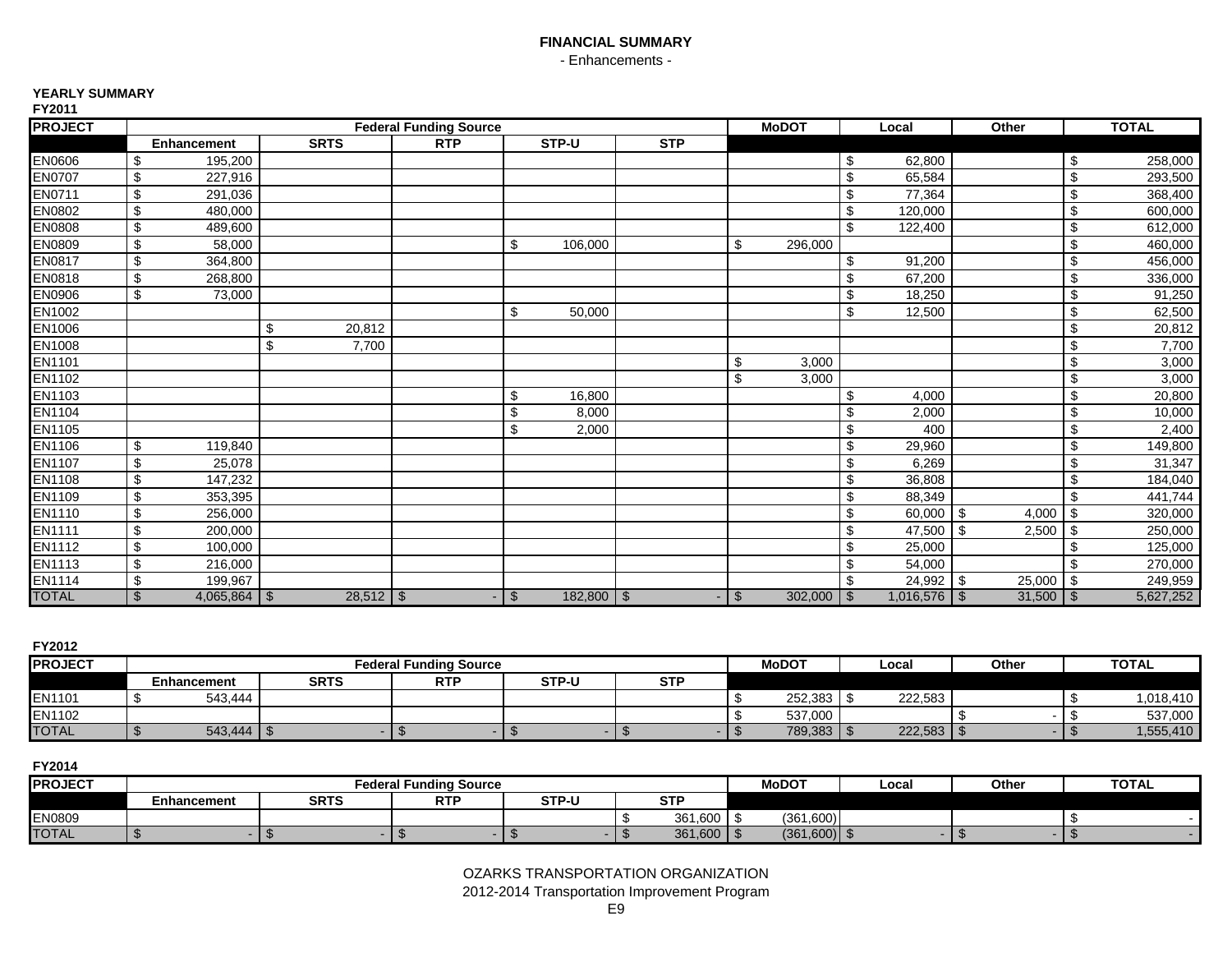# FINANCIAL SUMMARY

- Enhancements -

**YEARLY SUMMARY**

**FY2011**

| PROJECT | Federal Funding Source | | | | | MoDOT | Local | Other | TOTAL |
|---|---|---|---|---|---|---|---|---|---|
| | Enhancement | SRTS | RTP | STP-U | STP | | | | |
| EN0606 | $ 195,200 | | | | | | $ 62,800 | | $ 258,000 |
| EN0707 | $ 227,916 | | | | | | $ 65,584 | | $ 293,500 |
| EN0711 | $ 291,036 | | | | | | $ 77,364 | | $ 368,400 |
| EN0802 | $ 480,000 | | | | | | $ 120,000 | | $ 600,000 |
| EN0808 | $ 489,600 | | | | | | $ 122,400 | | $ 612,000 |
| EN0809 | $ 58,000 | | | $ 106,000 | | $ 296,000 | | | $ 460,000 |
| EN0817 | $ 364,800 | | | | | | $ 91,200 | | $ 456,000 |
| EN0818 | $ 268,800 | | | | | | $ 67,200 | | $ 336,000 |
| EN0906 | $ 73,000 | | | | | | $ 18,250 | | $ 91,250 |
| EN1002 | | | | $ 50,000 | | | $ 12,500 | | $ 62,500 |
| EN1006 | | $ 20,812 | | | | | | | $ 20,812 |
| EN1008 | | $ 7,700 | | | | | | | $ 7,700 |
| EN1101 | | | | | | $ 3,000 | | | $ 3,000 |
| EN1102 | | | | | | $ 3,000 | | | $ 3,000 |
| EN1103 | | | | $ 16,800 | | | $ 4,000 | | $ 20,800 |
| EN1104 | | | | $ 8,000 | | | $ 2,000 | | $ 10,000 |
| EN1105 | | | | $ 2,000 | | | $ 400 | | $ 2,400 |
| EN1106 | $ 119,840 | | | | | | $ 29,960 | | $ 149,800 |
| EN1107 | $ 25,078 | | | | | | $ 6,269 | | $ 31,347 |
| EN1108 | $ 147,232 | | | | | | $ 36,808 | | $ 184,040 |
| EN1109 | $ 353,395 | | | | | | $ 88,349 | | $ 441,744 |
| EN1110 | $ 256,000 | | | | | | $ 60,000 | $ 4,000 | $ 320,000 |
| EN1111 | $ 200,000 | | | | | | $ 47,500 | $ 2,500 | $ 250,000 |
| EN1112 | $ 100,000 | | | | | | $ 25,000 | | $ 125,000 |
| EN1113 | $ 216,000 | | | | | | $ 54,000 | | $ 270,000 |
| EN1114 | $ 199,967 | | | | | | $ 24,992 | $ 25,000 | $ 249,959 |
| TOTAL | $ 4,065,864 | $ 28,512 | $ - | $ 182,800 | $ - | $ 302,000 | $ 1,016,576 | $ 31,500 | $ 5,627,252 |

**FY2012**

| PROJECT | Federal Funding Source | | | | | MoDOT | Local | Other | TOTAL |
|---|---|---|---|---|---|---|---|---|---|
| | Enhancement | SRTS | RTP | STP-U | STP | | | | |
| EN1101 | $ 543,444 | | | | | $ 252,383 | $ 222,583 | | $ 1,018,410 |
| EN1102 | | | | | | $ 537,000 | | $ - | $ 537,000 |
| TOTAL | $ 543,444 | $ - | $ - | $ - | $ - | $ 789,383 | $ 222,583 | $ - | $ 1,555,410 |

**FY2014**

| PROJECT | Federal Funding Source | | | | | MoDOT | Local | Other | TOTAL |
|---|---|---|---|---|---|---|---|---|---|
| | Enhancement | SRTS | RTP | STP-U | STP | | | | |
| EN0809 | | | | | $ 361,600 | $ (361,600) | | | $ - |
| TOTAL | $ - | $ - | $ - | $ - | $ 361,600 | $ (361,600) | $ - | $ - | $ - |

OZARKS TRANSPORTATION ORGANIZATION
2012-2014 Transportation Improvement Program
E9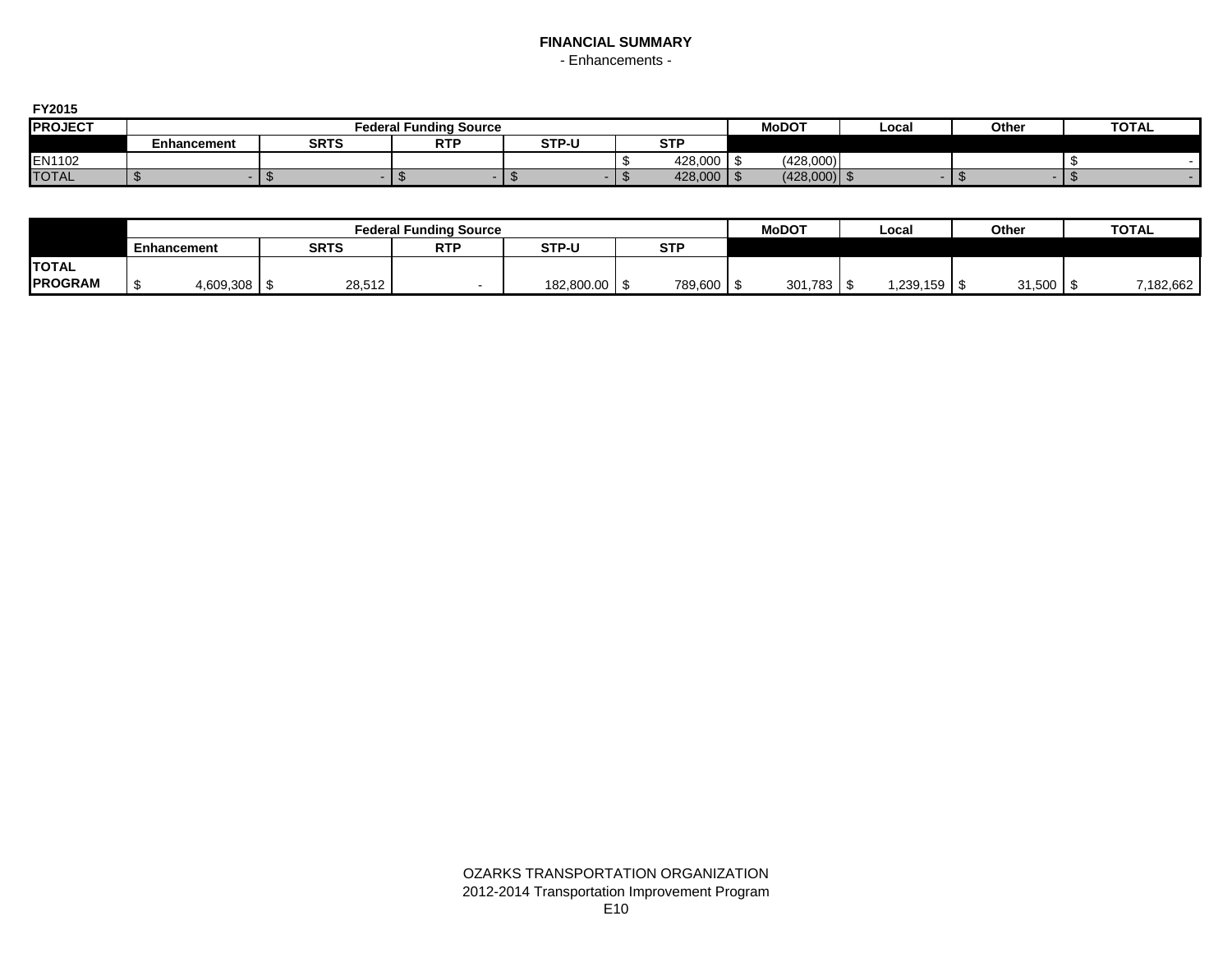# FINANCIAL SUMMARY

- Enhancements -

**FY2015**

| PROJECT | Federal Funding Source | | | | | MoDOT | Local | Other | TOTAL |
|---|---|---|---|---|---|---|---|---|---|
| | Enhancement | SRTS | RTP | STP-U | STP | | | | |
| EN1102 | | | | | $ 428,000 | $ (428,000) | | | $ - |
| TOTAL | $ - | $ - | $ - | $ - | $ 428,000 | $ (428,000) | $ - | $ - | $ - |

| | Federal Funding Source | | | | | MoDOT | Local | Other | TOTAL |
|---|---|---|---|---|---|---|---|---|---|
| | Enhancement | SRTS | RTP | STP-U | STP | | | | |
| **TOTAL PROGRAM** | $ 4,609,308 | $ 28,512 | - | 182,800.00 | $ 789,600 | $ 301,783 | $ 1,239,159 | $ 31,500 | $ 7,182,662 |

OZARKS TRANSPORTATION ORGANIZATION
2012-2014 Transportation Improvement Program
E10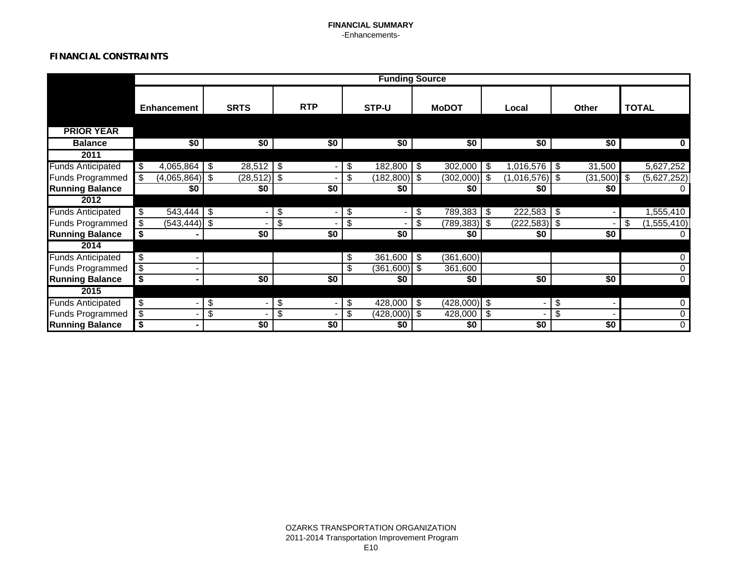**FINANCIAL SUMMARY**
-Enhancements-

**FINANCIAL CONSTRAINTS**

| | Funding Source | | | | | | | |
|---|---|---|---|---|---|---|---|---|
| | **Enhancement** | **SRTS** | **RTP** | **STP-U** | **MoDOT** | **Local** | **Other** | **TOTAL** |
| **PRIOR YEAR** | | | | | | | | |
| **Balance** | **$0** | **$0** | **$0** | **$0** | **$0** | **$0** | **$0** | **0** |
| **2011** | | | | | | | | |
| Funds Anticipated | $ 4,065,864 | $ 28,512 | $ - | $ 182,800 | $ 302,000 | $ 1,016,576 | $ 31,500 | 5,627,252 |
| Funds Programmed | $ (4,065,864) | $ (28,512) | $ - | $ (182,800) | $ (302,000) | $ (1,016,576) | $ (31,500) | $ (5,627,252) |
| **Running Balance** | **$0** | **$0** | **$0** | **$0** | **$0** | **$0** | **$0** | 0 |
| **2012** | | | | | | | | |
| Funds Anticipated | $ 543,444 | $ - | $ - | $ - | $ 789,383 | $ 222,583 | $ - | 1,555,410 |
| Funds Programmed | $ (543,444) | $ - | $ - | $ - | $ (789,383) | $ (222,583) | $ - | $ (1,555,410) |
| **Running Balance** | **$ -** | **$0** | **$0** | **$0** | **$0** | **$0** | **$0** | 0 |
| **2014** | | | | | | | | |
| Funds Anticipated | $ - | | | $ 361,600 | $ (361,600) | | | 0 |
| Funds Programmed | $ - | | | $ (361,600) | $ 361,600 | | | 0 |
| **Running Balance** | **$ -** | **$0** | **$0** | **$0** | **$0** | **$0** | **$0** | 0 |
| **2015** | | | | | | | | |
| Funds Anticipated | $ - | $ - | $ - | $ 428,000 | $ (428,000) | $ - | $ - | 0 |
| Funds Programmed | $ - | $ - | $ - | $ (428,000) | $ 428,000 | $ - | $ - | 0 |
| **Running Balance** | **$ -** | **$0** | **$0** | **$0** | **$0** | **$0** | **$0** | 0 |